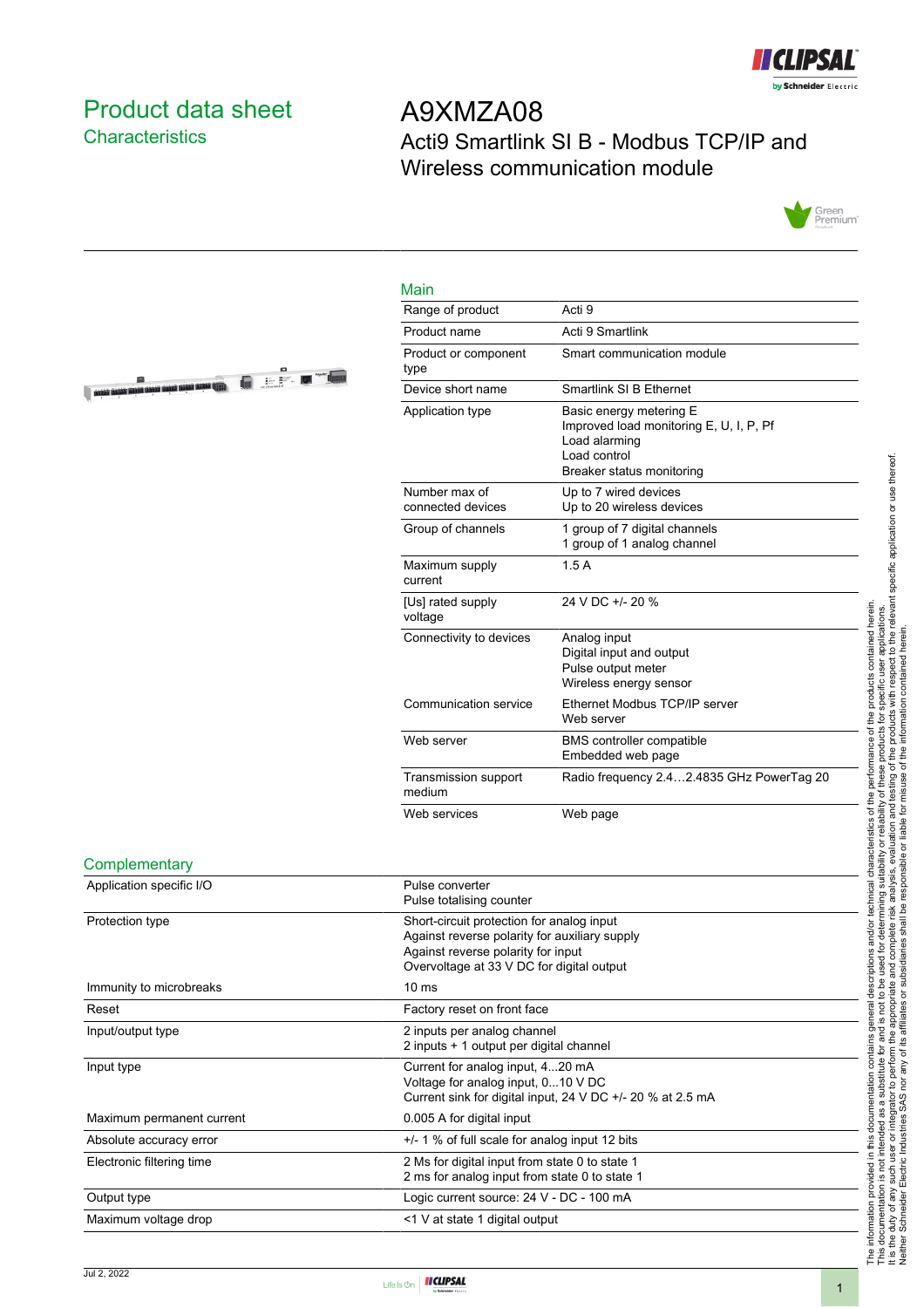# Product data sheet
## Characteristics

# A9XMZA08
## Acti9 Smartlink SI B - Modbus TCP/IP and Wireless communication module

### Main

| | |
|---|---|
| Range of product | Acti 9 |
| Product name | Acti 9 Smartlink |
| Product or component type | Smart communication module |
| Device short name | Smartlink SI B Ethernet |
| Application type | Basic energy metering E<br>Improved load monitoring E, U, I, P, Pf<br>Load alarming<br>Load control<br>Breaker status monitoring |
| Number max of connected devices | Up to 7 wired devices<br>Up to 20 wireless devices |
| Group of channels | 1 group of 7 digital channels<br>1 group of 1 analog channel |
| Maximum supply current | 1.5 A |
| [Us] rated supply voltage | 24 V DC +/- 20 % |
| Connectivity to devices | Analog input<br>Digital input and output<br>Pulse output meter<br>Wireless energy sensor |
| Communication service | Ethernet Modbus TCP/IP server<br>Web server |
| Web server | BMS controller compatible<br>Embedded web page |
| Transmission support medium | Radio frequency 2.4…2.4835 GHz PowerTag 20 |
| Web services | Web page |

### Complementary

| | |
|---|---|
| Application specific I/O | Pulse converter<br>Pulse totalising counter |
| Protection type | Short-circuit protection for analog input<br>Against reverse polarity for auxiliary supply<br>Against reverse polarity for input<br>Overvoltage at 33 V DC for digital output |
| Immunity to microbreaks | 10 ms |
| Reset | Factory reset on front face |
| Input/output type | 2 inputs per analog channel<br>2 inputs + 1 output per digital channel |
| Input type | Current for analog input, 4...20 mA<br>Voltage for analog input, 0...10 V DC<br>Current sink for digital input, 24 V DC +/- 20 % at 2.5 mA |
| Maximum permanent current | 0.005 A for digital input |
| Absolute accuracy error | +/- 1 % of full scale for analog input 12 bits |
| Electronic filtering time | 2 Ms for digital input from state 0 to state 1<br>2 ms for analog input from state 0 to state 1 |
| Output type | Logic current source: 24 V - DC - 100 mA |
| Maximum voltage drop | <1 V at state 1 digital output |

The information provided in this documentation contains general descriptions and/or technical characteristics of the performance of the products contained herein.
This documentation is not intended as a substitute for and is not to be used for determining suitability or reliability of these products for specific user applications.
It is the duty of any such user or integrator to perform the appropriate and complete risk analysis, evaluation and testing of the products with respect to the relevant specific application or use thereof.
Neither Schneider Electric Industries SAS nor any of its affiliates or subsidiaries shall be responsible or liable for misuse of the information contained herein.

Jul 2, 2022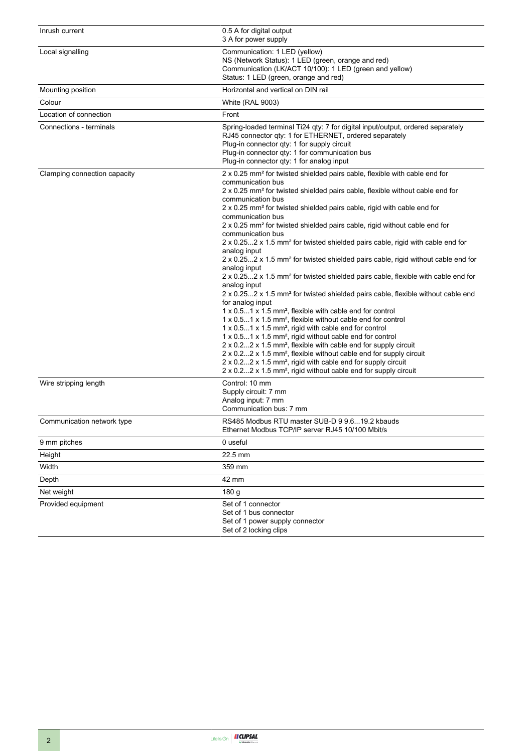| | |
|---|---|
| Inrush current | 0.5 A for digital output<br>3 A for power supply |
| Local signalling | Communication: 1 LED (yellow)<br>NS (Network Status): 1 LED (green, orange and red)<br>Communication (LK/ACT 10/100): 1 LED (green and yellow)<br>Status: 1 LED (green, orange and red) |
| Mounting position | Horizontal and vertical on DIN rail |
| Colour | White (RAL 9003) |
| Location of connection | Front |
| Connections - terminals | Spring-loaded terminal Ti24 qty: 7 for digital input/output, ordered separately<br>RJ45 connector qty: 1 for ETHERNET, ordered separately<br>Plug-in connector qty: 1 for supply circuit<br>Plug-in connector qty: 1 for communication bus<br>Plug-in connector qty: 1 for analog input |
| Clamping connection capacity | 2 x 0.25 mm² for twisted shielded pairs cable, flexible with cable end for communication bus<br>2 x 0.25 mm² for twisted shielded pairs cable, flexible without cable end for communication bus<br>2 x 0.25 mm² for twisted shielded pairs cable, rigid with cable end for communication bus<br>2 x 0.25 mm² for twisted shielded pairs cable, rigid without cable end for communication bus<br>2 x 0.25...2 x 1.5 mm² for twisted shielded pairs cable, rigid with cable end for analog input<br>2 x 0.25...2 x 1.5 mm² for twisted shielded pairs cable, rigid without cable end for analog input<br>2 x 0.25...2 x 1.5 mm² for twisted shielded pairs cable, flexible with cable end for analog input<br>2 x 0.25...2 x 1.5 mm² for twisted shielded pairs cable, flexible without cable end for analog input<br>1 x 0.5...1 x 1.5 mm², flexible with cable end for control<br>1 x 0.5...1 x 1.5 mm², flexible without cable end for control<br>1 x 0.5...1 x 1.5 mm², rigid with cable end for control<br>1 x 0.5...1 x 1.5 mm², rigid without cable end for control<br>2 x 0.2...2 x 1.5 mm², flexible with cable end for supply circuit<br>2 x 0.2...2 x 1.5 mm², flexible without cable end for supply circuit<br>2 x 0.2...2 x 1.5 mm², rigid with cable end for supply circuit<br>2 x 0.2...2 x 1.5 mm², rigid without cable end for supply circuit |
| Wire stripping length | Control: 10 mm<br>Supply circuit: 7 mm<br>Analog input: 7 mm<br>Communication bus: 7 mm |
| Communication network type | RS485 Modbus RTU master SUB-D 9 9.6...19.2 kbauds<br>Ethernet Modbus TCP/IP server RJ45 10/100 Mbit/s |
| 9 mm pitches | 0 useful |
| Height | 22.5 mm |
| Width | 359 mm |
| Depth | 42 mm |
| Net weight | 180 g |
| Provided equipment | Set of 1 connector<br>Set of 1 bus connector<br>Set of 1 power supply connector<br>Set of 2 locking clips |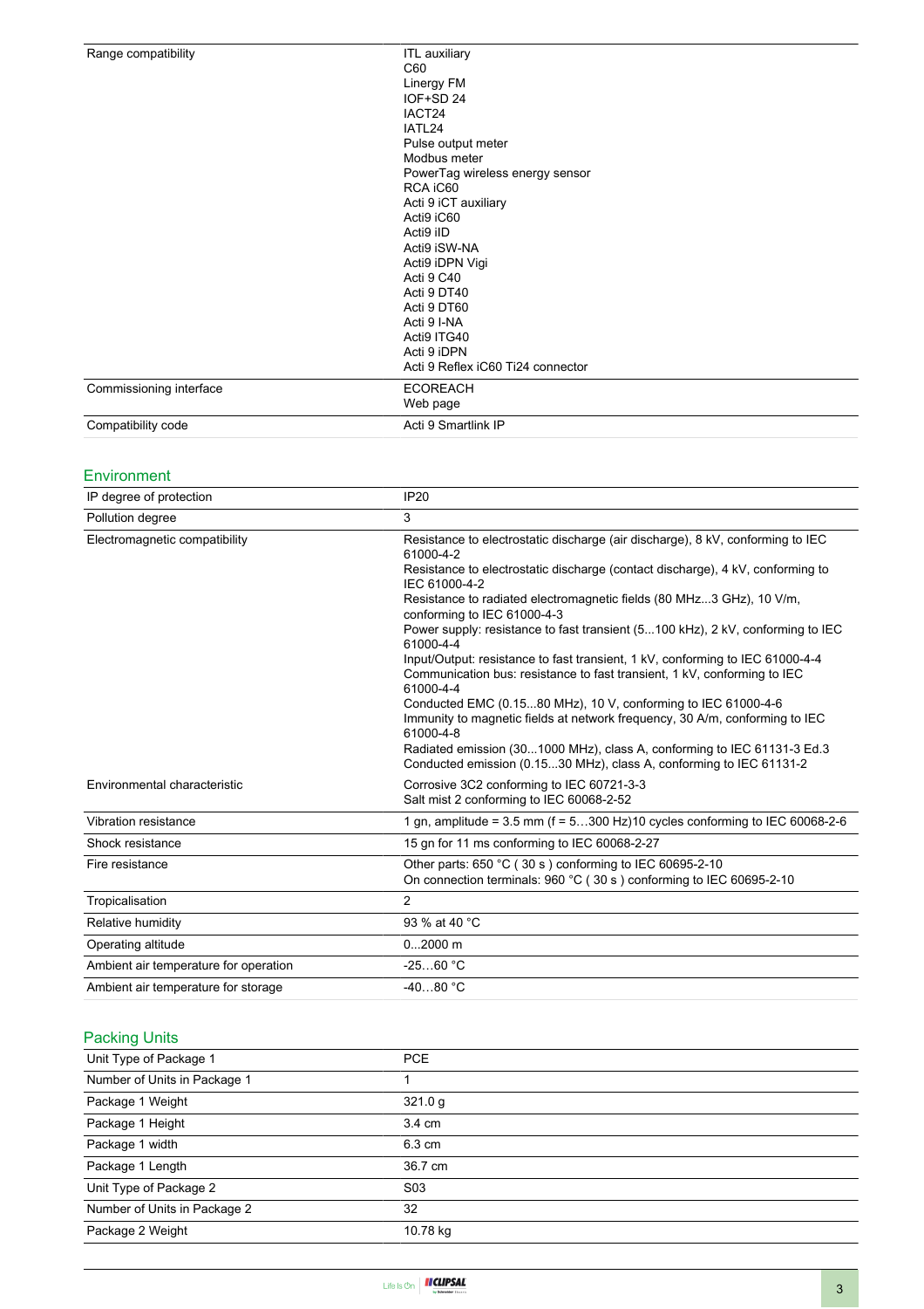| | |
|---|---|
| Range compatibility | ITL auxiliary<br>C60<br>Linergy FM<br>IOF+SD 24<br>IACT24<br>IATL24<br>Pulse output meter<br>Modbus meter<br>PowerTag wireless energy sensor<br>RCA iC60<br>Acti 9 iCT auxiliary<br>Acti9 iC60<br>Acti9 iID<br>Acti9 iSW-NA<br>Acti9 iDPN Vigi<br>Acti 9 C40<br>Acti 9 DT40<br>Acti 9 DT60<br>Acti 9 I-NA<br>Acti9 ITG40<br>Acti 9 iDPN<br>Acti 9 Reflex iC60 Ti24 connector |
| Commissioning interface | ECOREACH<br>Web page |
| Compatibility code | Acti 9 Smartlink IP |

## Environment

| | |
|---|---|
| IP degree of protection | IP20 |
| Pollution degree | 3 |
| Electromagnetic compatibility | Resistance to electrostatic discharge (air discharge), 8 kV, conforming to IEC 61000-4-2<br>Resistance to electrostatic discharge (contact discharge), 4 kV, conforming to IEC 61000-4-2<br>Resistance to radiated electromagnetic fields (80 MHz...3 GHz), 10 V/m, conforming to IEC 61000-4-3<br>Power supply: resistance to fast transient (5...100 kHz), 2 kV, conforming to IEC 61000-4-4<br>Input/Output: resistance to fast transient, 1 kV, conforming to IEC 61000-4-4<br>Communication bus: resistance to fast transient, 1 kV, conforming to IEC 61000-4-4<br>Conducted EMC (0.15...80 MHz), 10 V, conforming to IEC 61000-4-6<br>Immunity to magnetic fields at network frequency, 30 A/m, conforming to IEC 61000-4-8<br>Radiated emission (30...1000 MHz), class A, conforming to IEC 61131-3 Ed.3<br>Conducted emission (0.15...30 MHz), class A, conforming to IEC 61131-2 |
| Environmental characteristic | Corrosive 3C2 conforming to IEC 60721-3-3<br>Salt mist 2 conforming to IEC 60068-2-52 |
| Vibration resistance | 1 gn, amplitude = 3.5 mm (f = 5…300 Hz)10 cycles conforming to IEC 60068-2-6 |
| Shock resistance | 15 gn for 11 ms conforming to IEC 60068-2-27 |
| Fire resistance | Other parts: 650 °C ( 30 s ) conforming to IEC 60695-2-10<br>On connection terminals: 960 °C ( 30 s ) conforming to IEC 60695-2-10 |
| Tropicalisation | 2 |
| Relative humidity | 93 % at 40 °C |
| Operating altitude | 0...2000 m |
| Ambient air temperature for operation | -25…60 °C |
| Ambient air temperature for storage | -40…80 °C |

## Packing Units

| | |
|---|---|
| Unit Type of Package 1 | PCE |
| Number of Units in Package 1 | 1 |
| Package 1 Weight | 321.0 g |
| Package 1 Height | 3.4 cm |
| Package 1 width | 6.3 cm |
| Package 1 Length | 36.7 cm |
| Unit Type of Package 2 | S03 |
| Number of Units in Package 2 | 32 |
| Package 2 Weight | 10.78 kg |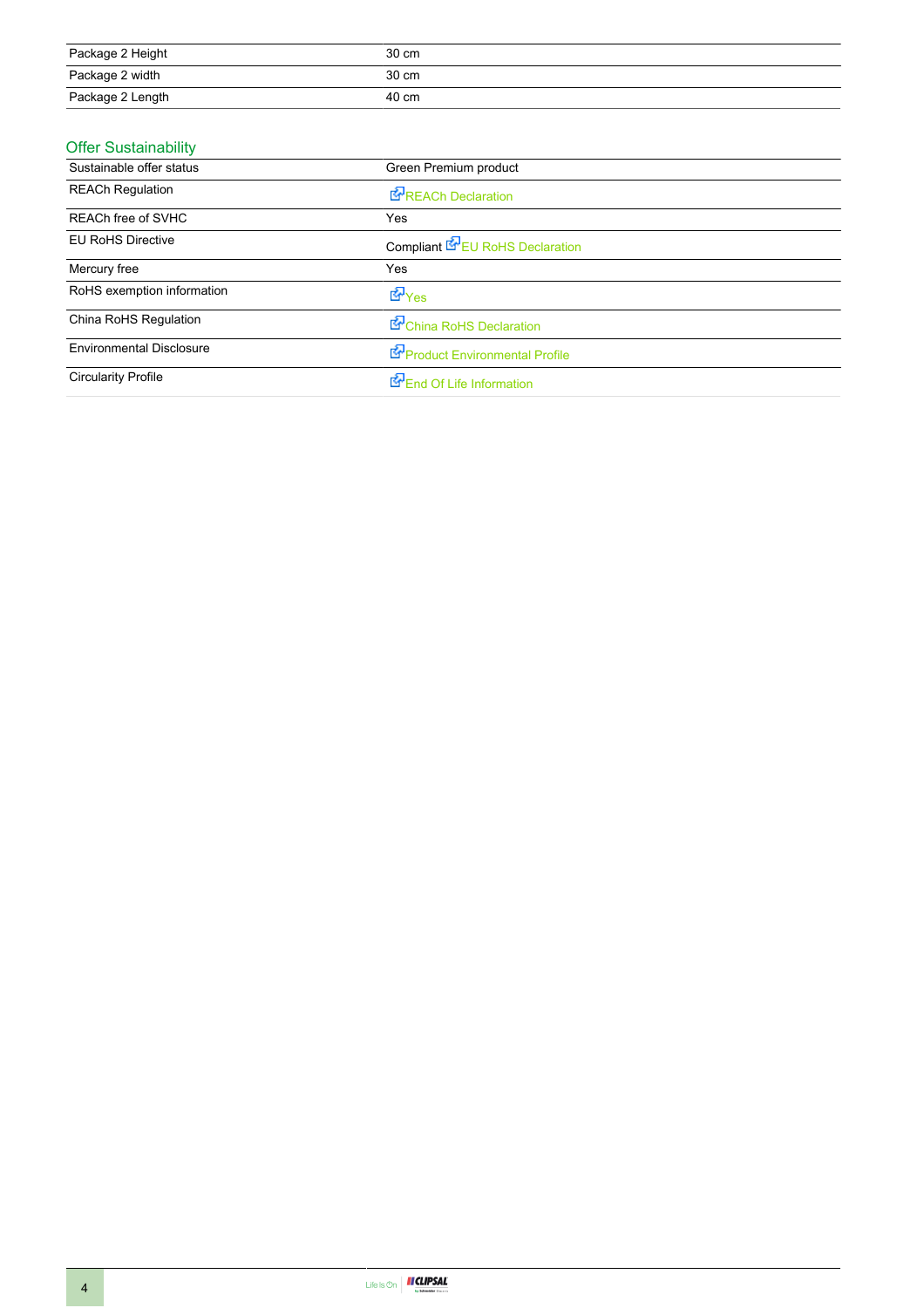| | |
|---|---|
| Package 2 Height | 30 cm |
| Package 2 width | 30 cm |
| Package 2 Length | 40 cm |

## Offer Sustainability

| | |
|---|---|
| Sustainable offer status | Green Premium product |
| REACh Regulation | REACh Declaration |
| REACh free of SVHC | Yes |
| EU RoHS Directive | Compliant EU RoHS Declaration |
| Mercury free | Yes |
| RoHS exemption information | Yes |
| China RoHS Regulation | China RoHS Declaration |
| Environmental Disclosure | Product Environmental Profile |
| Circularity Profile | End Of Life Information |